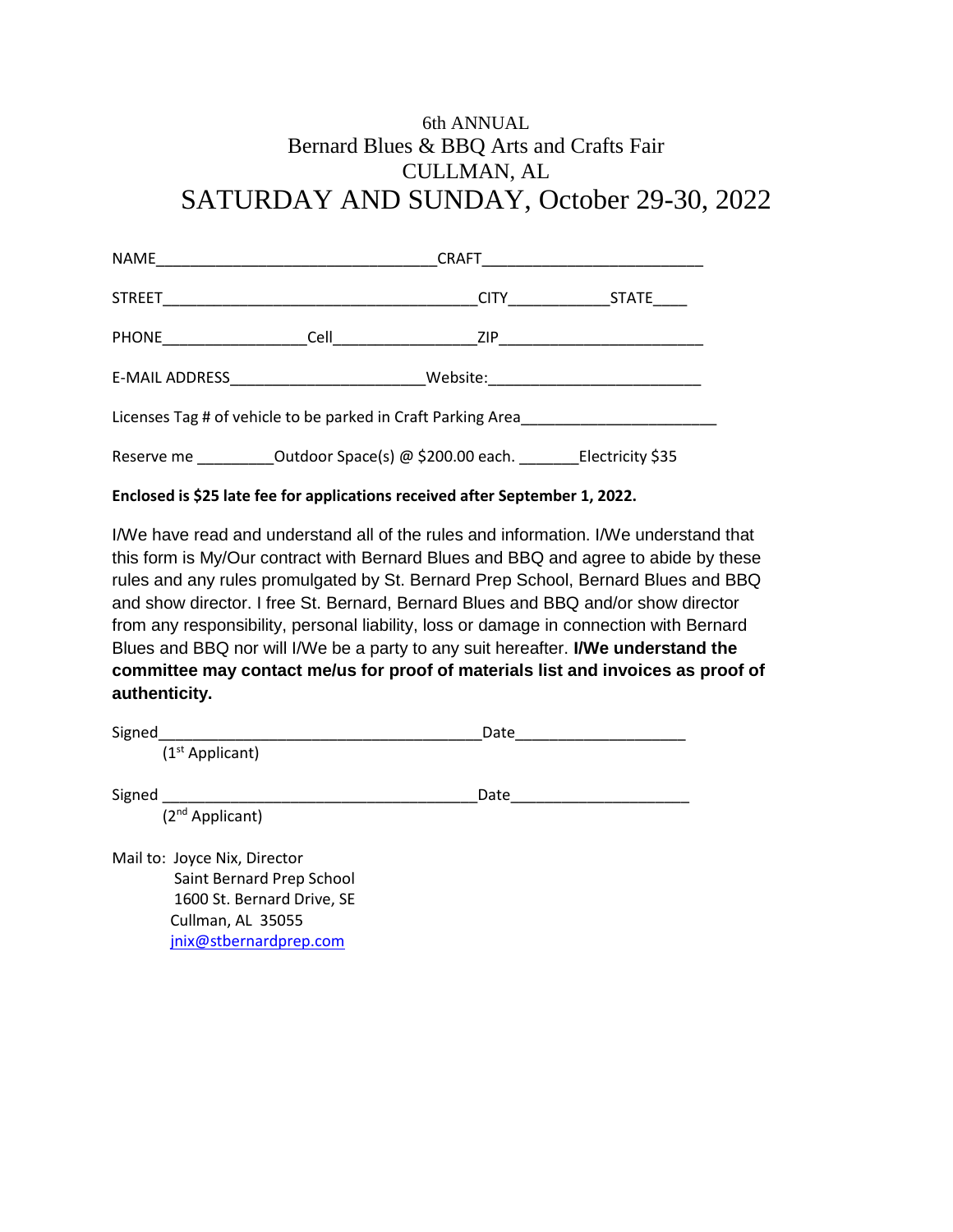# 6th ANNUAL
# Bernard Blues & BBQ Arts and Crafts Fair
# CULLMAN, AL
# SATURDAY AND SUNDAY, October 29-30, 2022

NAME________________________________CRAFT_________________________

STREET____________________________________CITY___________STATE____

PHONE________________Cell________________ZIP_______________________

E-MAIL ADDRESS______________________Website:________________________

Licenses Tag # of vehicle to be parked in Craft Parking Area______________________

Reserve me _________Outdoor Space(s) @ $200.00 each. _______Electricity $35

**Enclosed is $25 late fee for applications received after September 1, 2022.**

I/We have read and understand all of the rules and information. I/We understand that this form is My/Our contract with Bernard Blues and BBQ and agree to abide by these rules and any rules promulgated by St. Bernard Prep School, Bernard Blues and BBQ and show director. I free St. Bernard, Bernard Blues and BBQ and/or show director from any responsibility, personal liability, loss or damage in connection with Bernard Blues and BBQ nor will I/We be a party to any suit hereafter. **I/We understand the committee may contact me/us for proof of materials list and invoices as proof of authenticity.**

Signed_____________________________________Date___________________
(1st Applicant)

Signed _____________________________________Date____________________
(2nd Applicant)

Mail to: Joyce Nix, Director
Saint Bernard Prep School
1600 St. Bernard Drive, SE
Cullman, AL 35055
jnix@stbernardprep.com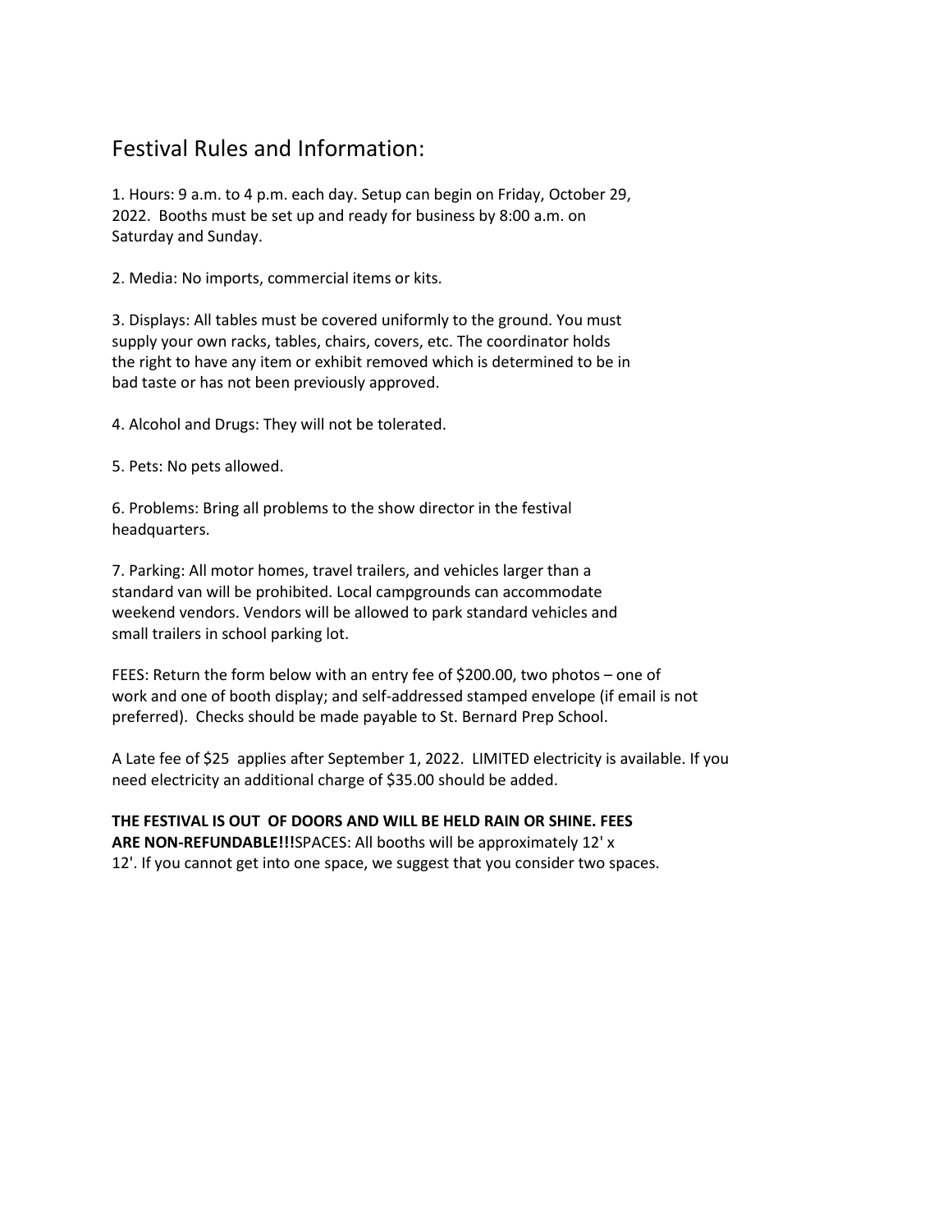## Festival Rules and Information:

1. Hours: 9 a.m. to 4 p.m. each day. Setup can begin on Friday, October 29, 2022. Booths must be set up and ready for business by 8:00 a.m. on Saturday and Sunday.

2. Media: No imports, commercial items or kits.

3. Displays: All tables must be covered uniformly to the ground. You must supply your own racks, tables, chairs, covers, etc. The coordinator holds the right to have any item or exhibit removed which is determined to be in bad taste or has not been previously approved.

4. Alcohol and Drugs: They will not be tolerated.

5. Pets: No pets allowed.

6. Problems: Bring all problems to the show director in the festival headquarters.

7. Parking: All motor homes, travel trailers, and vehicles larger than a standard van will be prohibited. Local campgrounds can accommodate weekend vendors. Vendors will be allowed to park standard vehicles and small trailers in school parking lot.

FEES: Return the form below with an entry fee of $200.00, two photos – one of work and one of booth display; and self-addressed stamped envelope (if email is not preferred). Checks should be made payable to St. Bernard Prep School.

A Late fee of $25 applies after September 1, 2022. LIMITED electricity is available. If you need electricity an additional charge of $35.00 should be added.

**THE FESTIVAL IS OUT OF DOORS AND WILL BE HELD RAIN OR SHINE. FEES ARE NON-REFUNDABLE!!!**SPACES: All booths will be approximately 12' x 12'. If you cannot get into one space, we suggest that you consider two spaces.